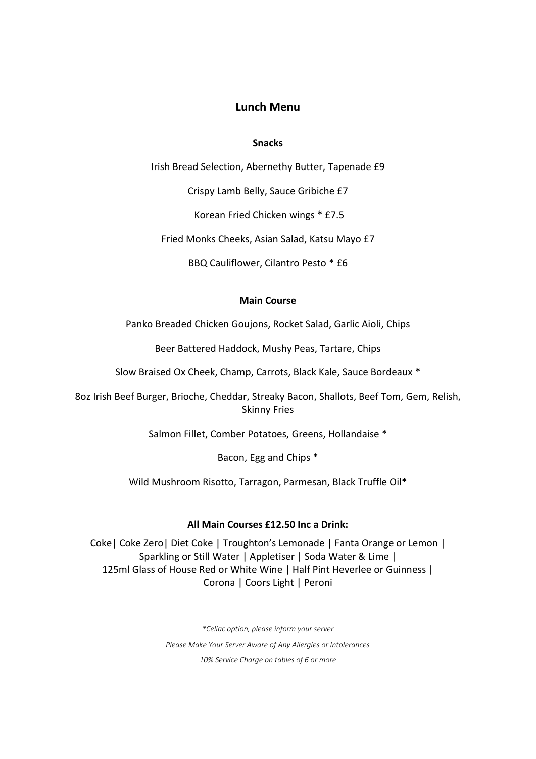# Lunch Menu

## Snacks

Irish Bread Selection, Abernethy Butter, Tapenade £9

Crispy Lamb Belly, Sauce Gribiche £7

Korean Fried Chicken wings * £7.5

Fried Monks Cheeks, Asian Salad, Katsu Mayo £7

BBQ Cauliflower, Cilantro Pesto * £6

## Main Course

Panko Breaded Chicken Goujons, Rocket Salad, Garlic Aioli, Chips

Beer Battered Haddock, Mushy Peas, Tartare, Chips

Slow Braised Ox Cheek, Champ, Carrots, Black Kale, Sauce Bordeaux *

8oz Irish Beef Burger, Brioche, Cheddar, Streaky Bacon, Shallots, Beef Tom, Gem, Relish, Skinny Fries

Salmon Fillet, Comber Potatoes, Greens, Hollandaise *

Bacon, Egg and Chips *

Wild Mushroom Risotto, Tarragon, Parmesan, Black Truffle Oil**

**All Main Courses £12.50 Inc a Drink:**

Coke| Coke Zero| Diet Coke | Troughton's Lemonade | Fanta Orange or Lemon | Sparkling or Still Water | Appletiser | Soda Water & Lime | 125ml Glass of House Red or White Wine | Half Pint Heverlee or Guinness | Corona | Coors Light | Peroni

*\*Celiac option, please inform your server*

*Please Make Your Server Aware of Any Allergies or Intolerances*

*10% Service Charge on tables of 6 or more*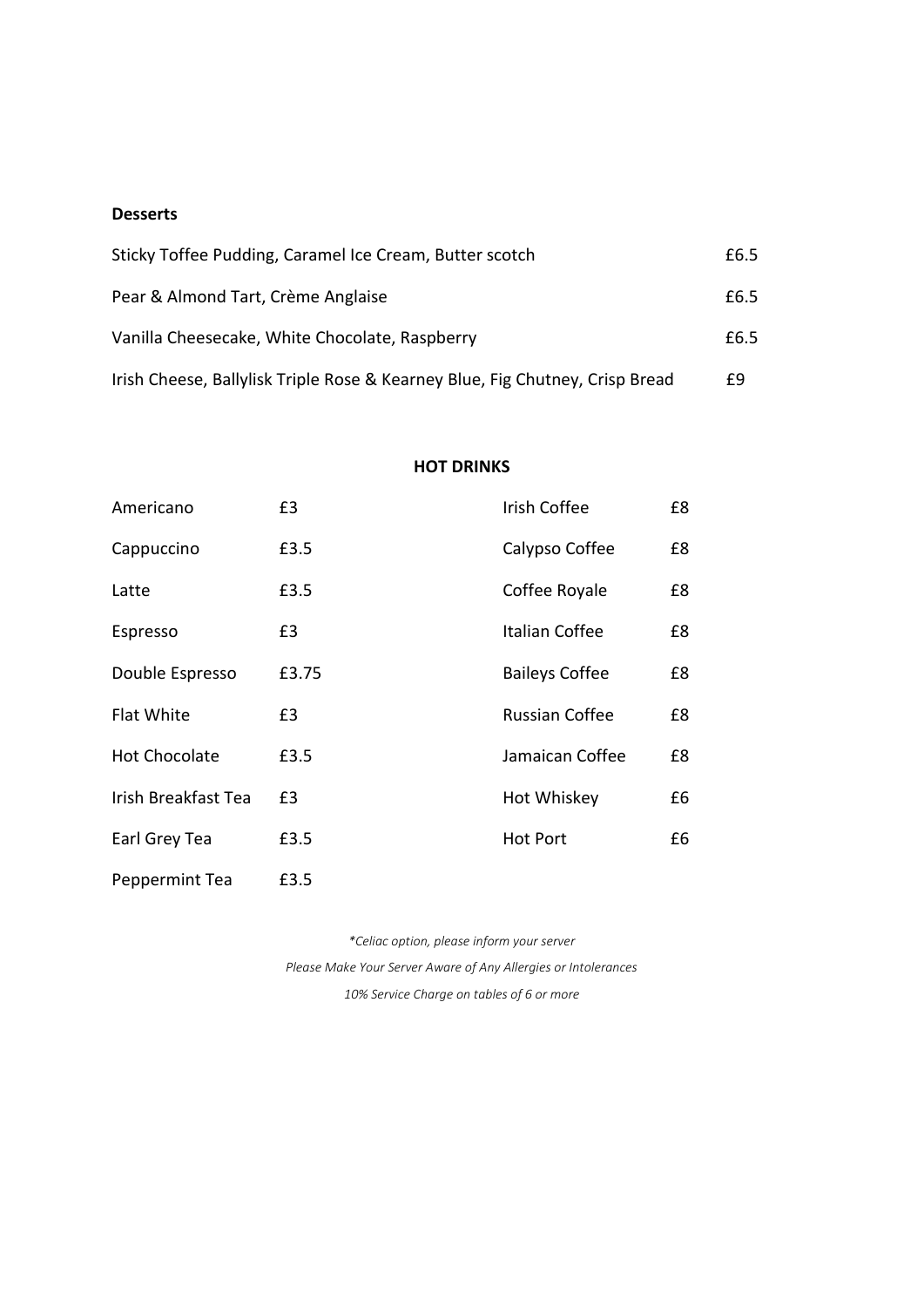**Desserts**

| | |
|---|---|
| Sticky Toffee Pudding, Caramel Ice Cream, Butter scotch | £6.5 |
| Pear & Almond Tart, Crème Anglaise | £6.5 |
| Vanilla Cheesecake, White Chocolate, Raspberry | £6.5 |
| Irish Cheese, Ballylisk Triple Rose & Kearney Blue, Fig Chutney, Crisp Bread | £9 |

**HOT DRINKS**

| | | | |
|---|---|---|---|
| Americano | £3 | Irish Coffee | £8 |
| Cappuccino | £3.5 | Calypso Coffee | £8 |
| Latte | £3.5 | Coffee Royale | £8 |
| Espresso | £3 | Italian Coffee | £8 |
| Double Espresso | £3.75 | Baileys Coffee | £8 |
| Flat White | £3 | Russian Coffee | £8 |
| Hot Chocolate | £3.5 | Jamaican Coffee | £8 |
| Irish Breakfast Tea | £3 | Hot Whiskey | £6 |
| Earl Grey Tea | £3.5 | Hot Port | £6 |
| Peppermint Tea | £3.5 | | |

*\*Celiac option, please inform your server*

*Please Make Your Server Aware of Any Allergies or Intolerances*

*10% Service Charge on tables of 6 or more*